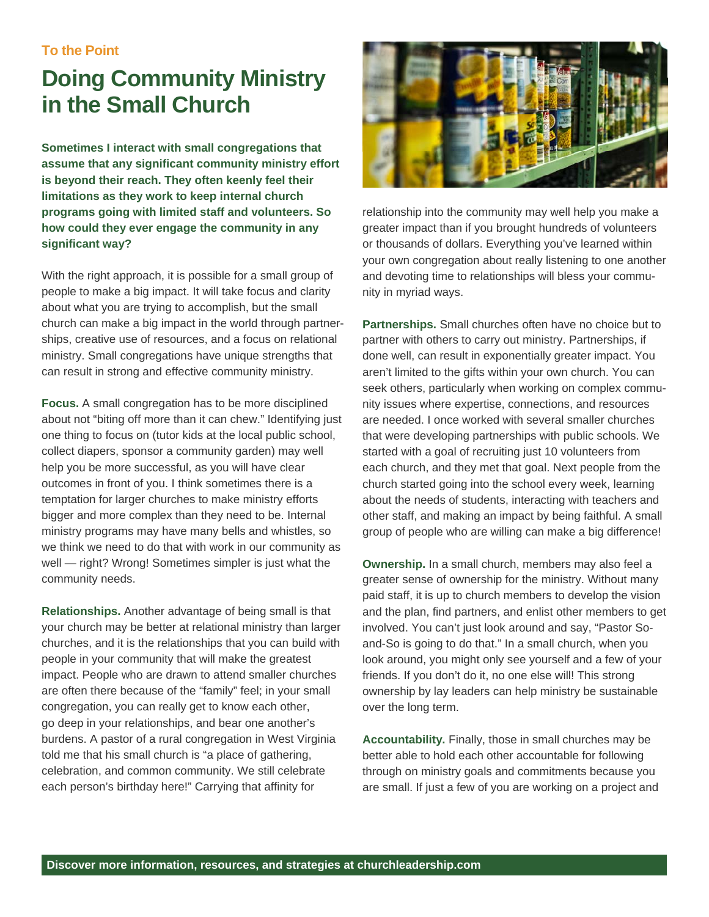To the Point

# Doing Community Ministry in the Small Church

**Sometimes I interact with small congregations that assume that any significant community ministry effort is beyond their reach. They often keenly feel their limitations as they work to keep internal church programs going with limited staff and volunteers. So how could they ever engage the community in any significant way?**

With the right approach, it is possible for a small group of people to make a big impact. It will take focus and clarity about what you are trying to accomplish, but the small church can make a big impact in the world through partnerships, creative use of resources, and a focus on relational ministry. Small congregations have unique strengths that can result in strong and effective community ministry.

**Focus.** A small congregation has to be more disciplined about not "biting off more than it can chew." Identifying just one thing to focus on (tutor kids at the local public school, collect diapers, sponsor a community garden) may well help you be more successful, as you will have clear outcomes in front of you. I think sometimes there is a temptation for larger churches to make ministry efforts bigger and more complex than they need to be. Internal ministry programs may have many bells and whistles, so we think we need to do that with work in our community as well — right? Wrong! Sometimes simpler is just what the community needs.

**Relationships.** Another advantage of being small is that your church may be better at relational ministry than larger churches, and it is the relationships that you can build with people in your community that will make the greatest impact. People who are drawn to attend smaller churches are often there because of the "family" feel; in your small congregation, you can really get to know each other, go deep in your relationships, and bear one another's burdens. A pastor of a rural congregation in West Virginia told me that his small church is "a place of gathering, celebration, and common community. We still celebrate each person's birthday here!" Carrying that affinity for relationship into the community may well help you make a greater impact than if you brought hundreds of volunteers or thousands of dollars. Everything you've learned within your own congregation about really listening to one another and devoting time to relationships will bless your community in myriad ways.

**Partnerships.** Small churches often have no choice but to partner with others to carry out ministry. Partnerships, if done well, can result in exponentially greater impact. You aren't limited to the gifts within your own church. You can seek others, particularly when working on complex community issues where expertise, connections, and resources are needed. I once worked with several smaller churches that were developing partnerships with public schools. We started with a goal of recruiting just 10 volunteers from each church, and they met that goal. Next people from the church started going into the school every week, learning about the needs of students, interacting with teachers and other staff, and making an impact by being faithful. A small group of people who are willing can make a big difference!

**Ownership.** In a small church, members may also feel a greater sense of ownership for the ministry. Without many paid staff, it is up to church members to develop the vision and the plan, find partners, and enlist other members to get involved. You can't just look around and say, "Pastor So-and-So is going to do that." In a small church, when you look around, you might only see yourself and a few of your friends. If you don't do it, no one else will! This strong ownership by lay leaders can help ministry be sustainable over the long term.

**Accountability.** Finally, those in small churches may be better able to hold each other accountable for following through on ministry goals and commitments because you are small. If just a few of you are working on a project and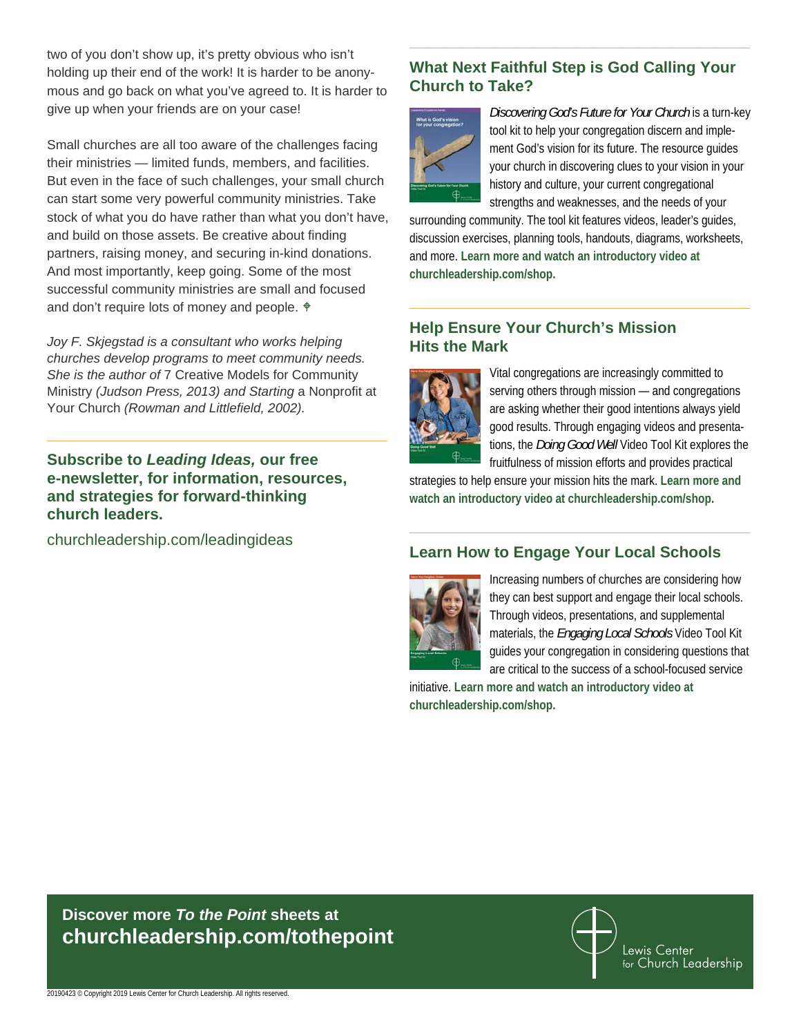two of you don't show up, it's pretty obvious who isn't holding up their end of the work! It is harder to be anonymous and go back on what you've agreed to. It is harder to give up when your friends are on your case!

Small churches are all too aware of the challenges facing their ministries — limited funds, members, and facilities. But even in the face of such challenges, your small church can start some very powerful community ministries. Take stock of what you do have rather than what you don't have, and build on those assets. Be creative about finding partners, raising money, and securing in-kind donations. And most importantly, keep going. Some of the most successful community ministries are small and focused and don't require lots of money and people. ⌖

*Joy F. Skjegstad is a consultant who works helping churches develop programs to meet community needs. She is the author of* 7 Creative Models for Community Ministry *(Judson Press, 2013) and Starting* a Nonprofit at Your Church *(Rowman and Littlefield, 2002).*

**Subscribe to *Leading Ideas,* our free e-newsletter, for information, resources, and strategies for forward-thinking church leaders.**

churchleadership.com/leadingideas

## What Next Faithful Step is God Calling Your Church to Take?

*Discovering God's Future for Your Church* is a turn-key tool kit to help your congregation discern and implement God's vision for its future. The resource guides your church in discovering clues to your vision in your history and culture, your current congregational strengths and weaknesses, and the needs of your surrounding community. The tool kit features videos, leader's guides, discussion exercises, planning tools, handouts, diagrams, worksheets, and more. **Learn more and watch an introductory video at churchleadership.com/shop.**

## Help Ensure Your Church's Mission Hits the Mark

Vital congregations are increasingly committed to serving others through mission — and congregations are asking whether their good intentions always yield good results. Through engaging videos and presentations, the *Doing Good Well* Video Tool Kit explores the fruitfulness of mission efforts and provides practical strategies to help ensure your mission hits the mark. **Learn more and watch an introductory video at churchleadership.com/shop.**

## Learn How to Engage Your Local Schools

Increasing numbers of churches are considering how they can best support and engage their local schools. Through videos, presentations, and supplemental materials, the *Engaging Local Schools* Video Tool Kit guides your congregation in considering questions that are critical to the success of a school-focused service initiative. **Learn more and watch an introductory video at churchleadership.com/shop.**

**Discover more *To the Point* sheets at**
**churchleadership.com/tothepoint**

Lewis Center for Church Leadership

20190423 © Copyright 2019 Lewis Center for Church Leadership. All rights reserved.